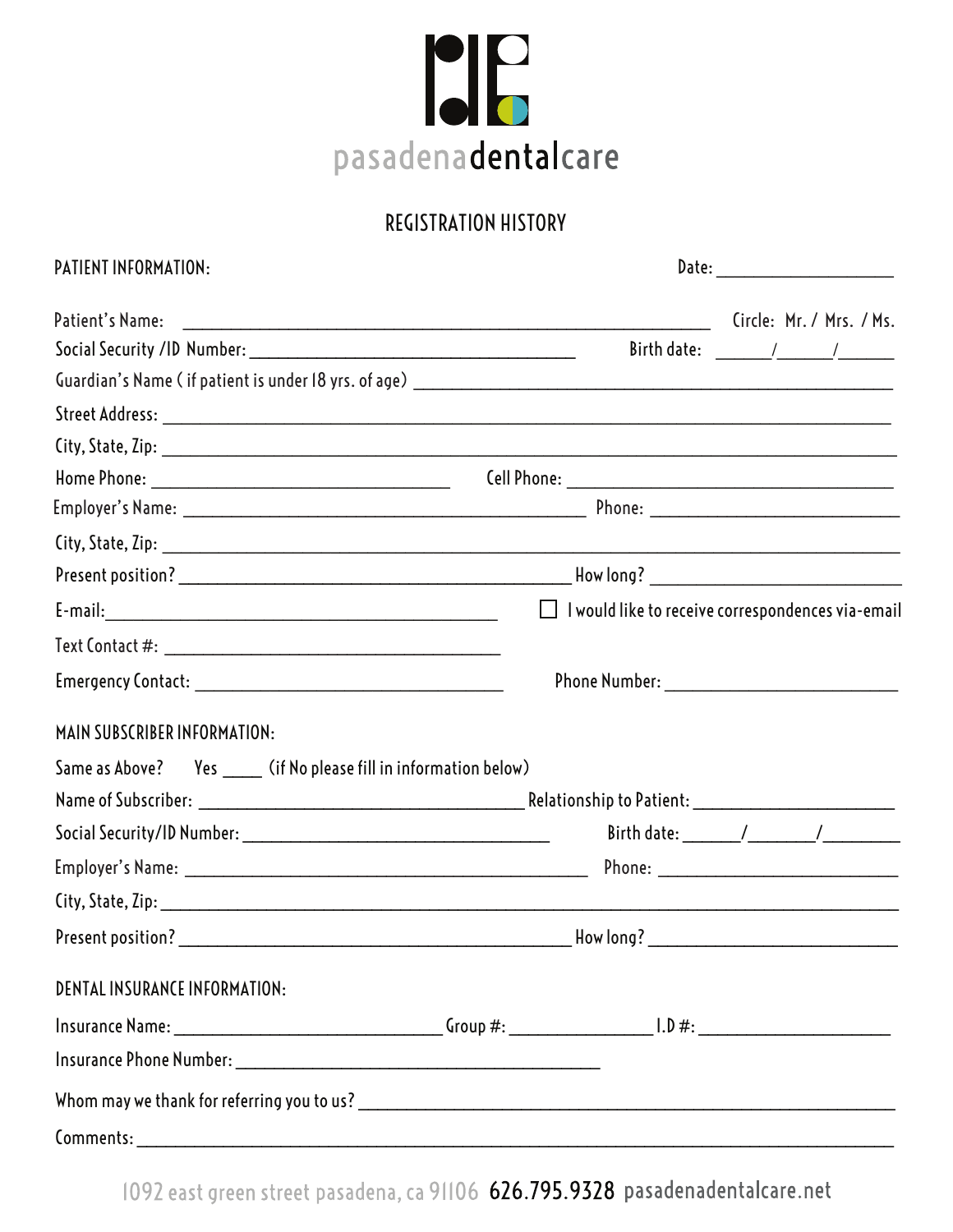pasadenadentalcare

# REGISTRATION HISTORY

**PATIENT INFORMATION:** Date: ____________________

Patient's Name: ____________________________________________ Circle: Mr. / Mrs. / Ms.

Social Security /ID Number: ______________________________ Birth date: _____/_____/_____

Guardian's Name ( if patient is under 18 yrs. of age) ____________________________________________

Street Address: ______________________________________________________________

City, State, Zip: ______________________________________________________________

Home Phone: ______________________________ Cell Phone: ______________________________

Employer's Name: ____________________________________ Phone: ______________________

City, State, Zip: ______________________________________________________________

Present position? ____________________________________ How long? ______________________

E-mail: ____________________________________ ☐ I would like to receive correspondences via-email

Text Contact #: ______________________________

Emergency Contact: ______________________________ Phone Number: ______________________

**MAIN SUBSCRIBER INFORMATION:**

Same as Above? Yes ____ (if No please fill in information below)

Name of Subscriber: ______________________________ Relationship to Patient: ______________________

Social Security/ID Number: ______________________________ Birth date: ______/_______/________

Employer's Name: ____________________________________ Phone: ______________________

City, State, Zip: ______________________________________________________________

Present position? ____________________________________ How long? ______________________

**DENTAL INSURANCE INFORMATION:**

Insurance Name: ________________________ Group #: ______________ I.D #: ____________________

Insurance Phone Number: ____________________________________

Whom may we thank for referring you to us? ____________________________________________

Comments: ______________________________________________________________

1092 east green street pasadena, ca 91106 626.795.9328 pasadenadentalcare.net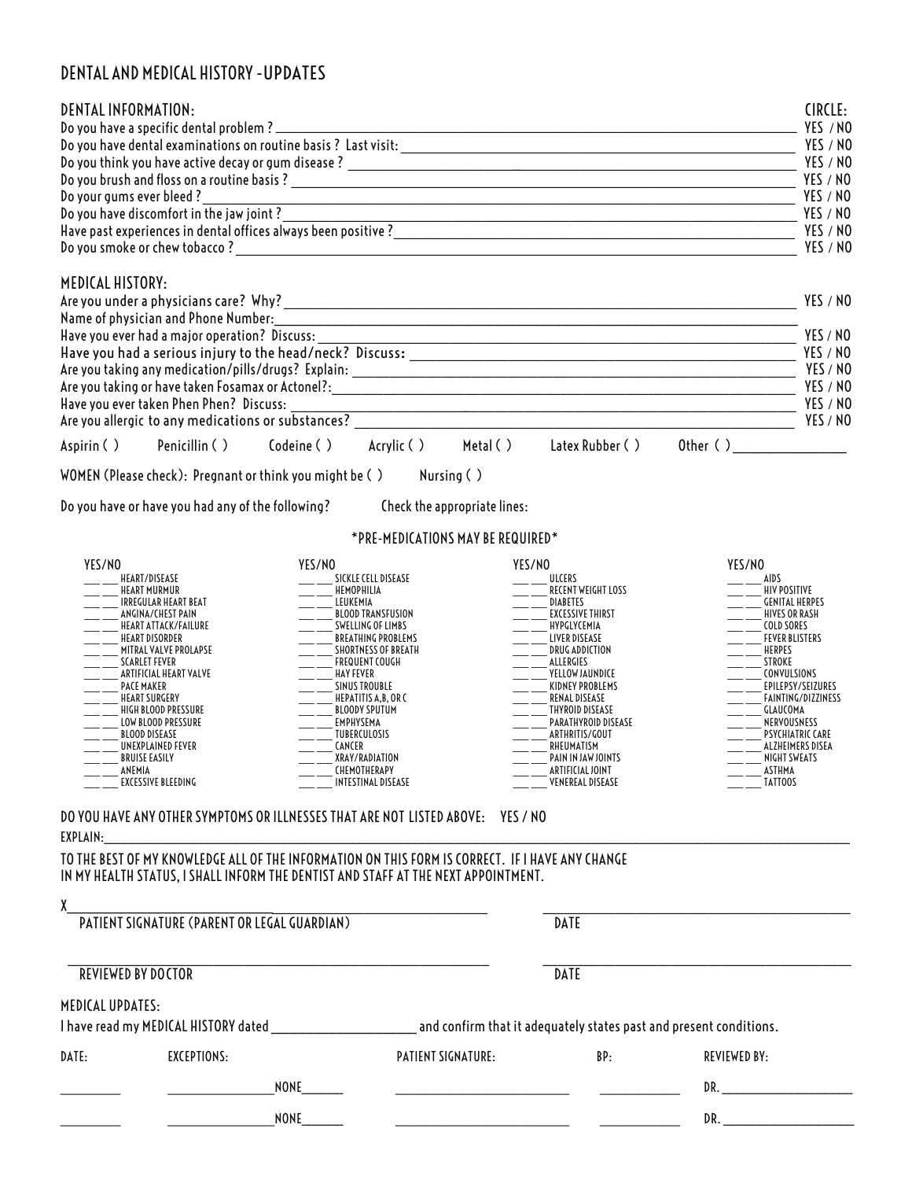# DENTAL AND MEDICAL HISTORY - UPDATES

## DENTAL INFORMATION:

| | CIRCLE: |
|---|---|
| Do you have a specific dental problem ? ______ | YES / NO |
| Do you have dental examinations on routine basis ? Last visit: ______ | YES / NO |
| Do you think you have active decay or gum disease ? ______ | YES / NO |
| Do you brush and floss on a routine basis ? ______ | YES / NO |
| Do your gums ever bleed ? ______ | YES / NO |
| Do you have discomfort in the jaw joint ? ______ | YES / NO |
| Have past experiences in dental offices always been positive ? ______ | YES / NO |
| Do you smoke or chew tobacco ? ______ | YES / NO |

## MEDICAL HISTORY:

| | |
|---|---|
| Are you under a physicians care? Why? ______ | YES / NO |
| Name of physician and Phone Number: ______ | |
| Have you ever had a major operation? Discuss: ______ | YES / NO |
| Have you had a serious injury to the head/neck? Discuss: ______ | YES / NO |
| Are you taking any medication/pills/drugs? Explain: ______ | YES / NO |
| Are you taking or have taken Fosamax or Actonel?: ______ | YES / NO |
| Have you ever taken Phen Phen? Discuss: ______ | YES / NO |
| Are you allergic to any medications or substances? ______ | YES / NO |

Aspirin ( ) Penicillin ( ) Codeine ( ) Acrylic ( ) Metal ( ) Latex Rubber ( ) Other ( ) ______

WOMEN (Please check): Pregnant or think you might be ( ) Nursing ( )

Do you have or have you had any of the following? Check the appropriate lines:

**\*PRE-MEDICATIONS MAY BE REQUIRED\***

| YES/NO | | YES/NO | | YES/NO | | YES/NO | |
|---|---|---|---|---|---|---|---|
| ___ ___ | HEART/DISEASE | ___ ___ | SICKLE CELL DISEASE | ___ ___ | ULCERS | ___ ___ | AIDS |
| ___ ___ | HEART MURMUR | ___ ___ | HEMOPHILIA | ___ ___ | RECENT WEIGHT LOSS | ___ ___ | HIV POSITIVE |
| ___ ___ | IRREGULAR HEART BEAT | ___ ___ | LEUKEMIA | ___ ___ | DIABETES | ___ ___ | GENITAL HERPES |
| ___ ___ | ANGINA/CHEST PAIN | ___ ___ | BLOOD TRANSFUSION | ___ ___ | EXCESSIVE THIRST | ___ ___ | HIVES OR RASH |
| ___ ___ | HEART ATTACK/FAILURE | ___ ___ | SWELLING OF LIMBS | ___ ___ | HYPGLYCEMIA | ___ ___ | COLD SORES |
| ___ ___ | HEART DISORDER | ___ ___ | BREATHING PROBLEMS | ___ ___ | LIVER DISEASE | ___ ___ | FEVER BLISTERS |
| ___ ___ | MITRAL VALVE PROLAPSE | ___ ___ | SHORTNESS OF BREATH | ___ ___ | DRUG ADDICTION | ___ ___ | HERPES |
| ___ ___ | SCARLET FEVER | ___ ___ | FREQUENT COUGH | ___ ___ | ALLERGIES | ___ ___ | STROKE |
| ___ ___ | ARTIFICIAL HEART VALVE | ___ ___ | HAY FEVER | ___ ___ | YELLOW JAUNDICE | ___ ___ | CONVULSIONS |
| ___ ___ | PACE MAKER | ___ ___ | SINUS TROUBLE | ___ ___ | KIDNEY PROBLEMS | ___ ___ | EPILEPSY/SEIZURES |
| ___ ___ | HEART SURGERY | ___ ___ | HEPATITIS A,B, OR C | ___ ___ | RENAL DISEASE | ___ ___ | FAINTING/DIZZINESS |
| ___ ___ | HIGH BLOOD PRESSURE | ___ ___ | BLOODY SPUTUM | ___ ___ | THYROID DISEASE | ___ ___ | GLAUCOMA |
| ___ ___ | LOW BLOOD PRESSURE | ___ ___ | EMPHYSEMA | ___ ___ | PARATHYROID DISEASE | ___ ___ | NERVOUSNESS |
| ___ ___ | BLOOD DISEASE | ___ ___ | TUBERCULOSIS | ___ ___ | ARTHRITIS/GOUT | ___ ___ | PSYCHIATRIC CARE |
| ___ ___ | UNEXPLAINED FEVER | ___ ___ | CANCER | ___ ___ | RHEUMATISM | ___ ___ | ALZHEIMERS DISEA |
| ___ ___ | BRUISE EASILY | ___ ___ | XRAY/RADIATION | ___ ___ | PAIN IN JAW JOINTS | ___ ___ | NIGHT SWEATS |
| ___ ___ | ANEMIA | ___ ___ | CHEMOTHERAPY | ___ ___ | ARTIFICIAL JOINT | ___ ___ | ASTHMA |
| ___ ___ | EXCESSIVE BLEEDING | ___ ___ | INTESTINAL DISEASE | ___ ___ | VENEREAL DISEASE | ___ ___ | TATTOOS |

DO YOU HAVE ANY OTHER SYMPTOMS OR ILLNESSES THAT ARE NOT LISTED ABOVE: YES / NO

EXPLAIN: ______

TO THE BEST OF MY KNOWLEDGE ALL OF THE INFORMATION ON THIS FORM IS CORRECT. IF I HAVE ANY CHANGE IN MY HEALTH STATUS, I SHALL INFORM THE DENTIST AND STAFF AT THE NEXT APPOINTMENT.

X ______ ______

PATIENT SIGNATURE (PARENT OR LEGAL GUARDIAN) DATE

______ ______

REVIEWED BY DOCTOR DATE

## MEDICAL UPDATES:

I have read my MEDICAL HISTORY dated ______ and confirm that it adequately states past and present conditions.

| DATE: | EXCEPTIONS: | PATIENT SIGNATURE: | BP: | REVIEWED BY: |
|---|---|---|---|---|
| ______ | ______ NONE ______ | ______ | ______ | DR. ______ |
| ______ | ______ NONE ______ | ______ | ______ | DR. ______ |